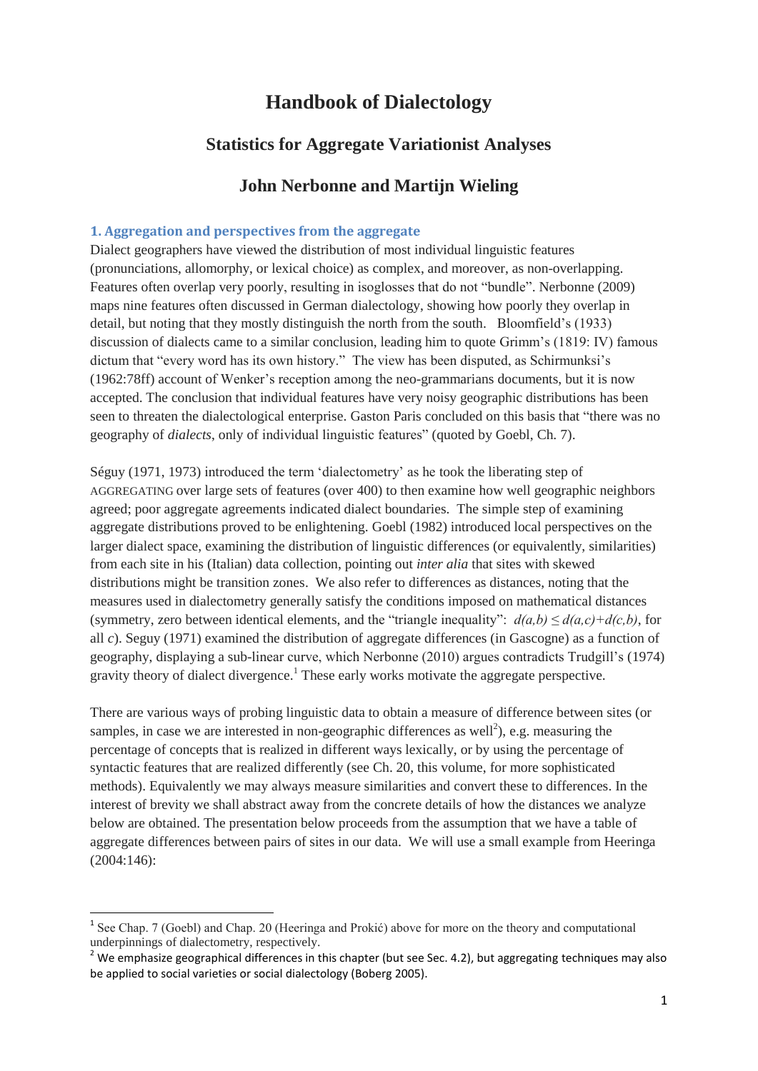# Handbook of Dialectology

## Statistics for Aggregate Variationist Analyses

### John Nerbonne and Martijn Wieling

### 1. Aggregation and perspectives from the aggregate

Dialect geographers have viewed the distribution of most individual linguistic features (pronunciations, allomorphy, or lexical choice) as complex, and moreover, as non-overlapping. Features often overlap very poorly, resulting in isoglosses that do not "bundle". Nerbonne (2009) maps nine features often discussed in German dialectology, showing how poorly they overlap in detail, but noting that they mostly distinguish the north from the south. Bloomfield's (1933) discussion of dialects came to a similar conclusion, leading him to quote Grimm's (1819: IV) famous dictum that "every word has its own history." The view has been disputed, as Schirmunksi's (1962:78ff) account of Wenker's reception among the neo-grammarians documents, but it is now accepted. The conclusion that individual features have very noisy geographic distributions has been seen to threaten the dialectological enterprise. Gaston Paris concluded on this basis that "there was no geography of *dialects*, only of individual linguistic features" (quoted by Goebl, Ch. 7).

Séguy (1971, 1973) introduced the term 'dialectometry' as he took the liberating step of AGGREGATING over large sets of features (over 400) to then examine how well geographic neighbors agreed; poor aggregate agreements indicated dialect boundaries. The simple step of examining aggregate distributions proved to be enlightening. Goebl (1982) introduced local perspectives on the larger dialect space, examining the distribution of linguistic differences (or equivalently, similarities) from each site in his (Italian) data collection, pointing out *inter alia* that sites with skewed distributions might be transition zones. We also refer to differences as distances, noting that the measures used in dialectometry generally satisfy the conditions imposed on mathematical distances (symmetry, zero between identical elements, and the "triangle inequality": $d(a,b) \leq d(a,c)+d(c,b)$, for all $c$). Seguy (1971) examined the distribution of aggregate differences (in Gascogne) as a function of geography, displaying a sub-linear curve, which Nerbonne (2010) argues contradicts Trudgill's (1974) gravity theory of dialect divergence.[1] These early works motivate the aggregate perspective.

There are various ways of probing linguistic data to obtain a measure of difference between sites (or samples, in case we are interested in non-geographic differences as well[2]), e.g. measuring the percentage of concepts that is realized in different ways lexically, or by using the percentage of syntactic features that are realized differently (see Ch. 20, this volume, for more sophisticated methods). Equivalently we may always measure similarities and convert these to differences. In the interest of brevity we shall abstract away from the concrete details of how the distances we analyze below are obtained. The presentation below proceeds from the assumption that we have a table of aggregate differences between pairs of sites in our data. We will use a small example from Heeringa (2004:146):

---

[1] See Chap. 7 (Goebl) and Chap. 20 (Heeringa and Prokić) above for more on the theory and computational underpinnings of dialectometry, respectively.

[2] We emphasize geographical differences in this chapter (but see Sec. 4.2), but aggregating techniques may also be applied to social varieties or social dialectology (Boberg 2005).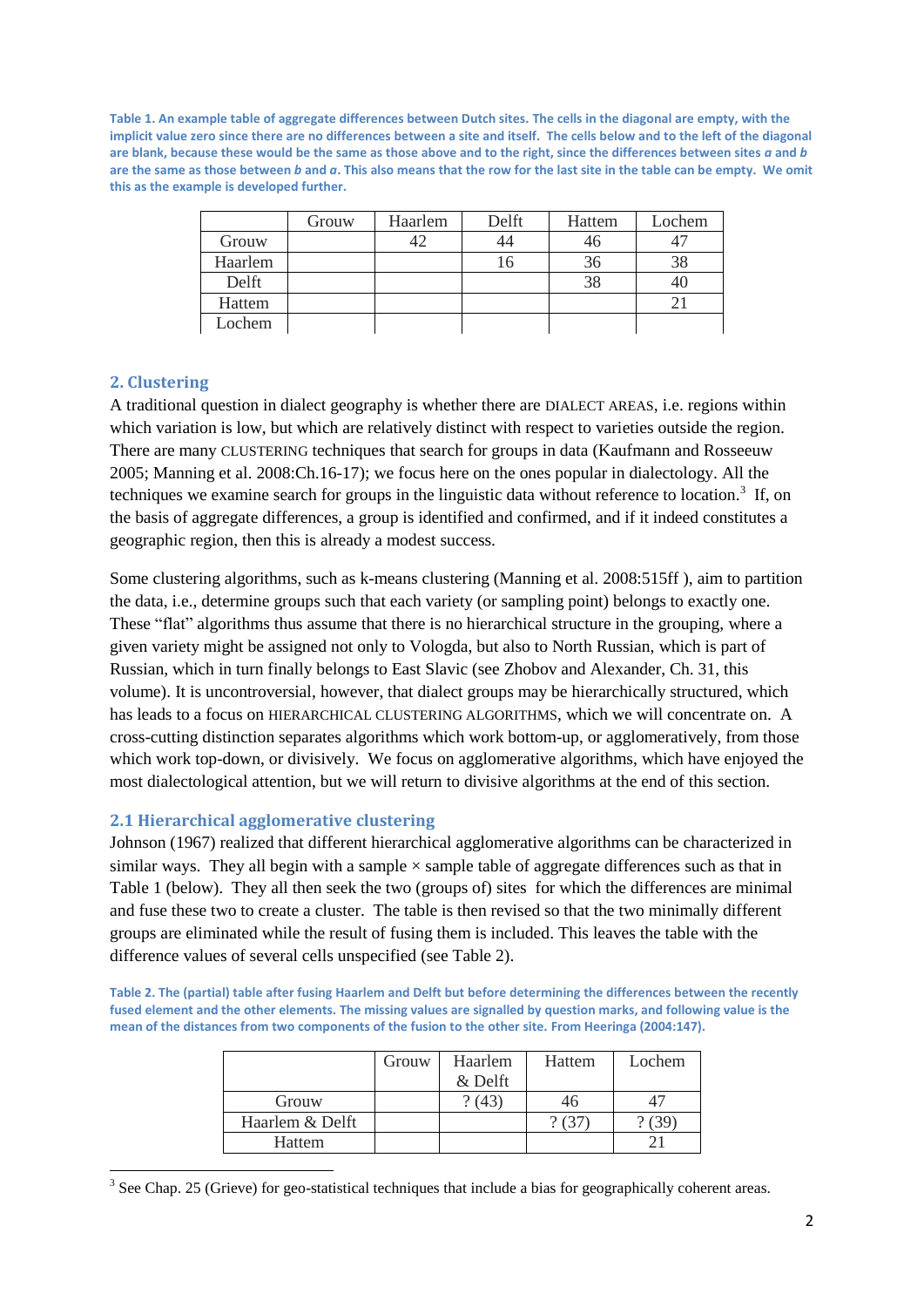**Table 1. An example table of aggregate differences between Dutch sites. The cells in the diagonal are empty, with the implicit value zero since there are no differences between a site and itself. The cells below and to the left of the diagonal are blank, because these would be the same as those above and to the right, since the differences between sites *a* and *b* are the same as those between *b* and *a*. This also means that the row for the last site in the table can be empty. We omit this as the example is developed further.**

| | Grouw | Haarlem | Delft | Hattem | Lochem |
|---|---|---|---|---|---|
| Grouw | | 42 | 44 | 46 | 47 |
| Haarlem | | | 16 | 36 | 38 |
| Delft | | | | 38 | 40 |
| Hattem | | | | | 21 |
| Lochem | | | | | |

## 2. Clustering

A traditional question in dialect geography is whether there are DIALECT AREAS, i.e. regions within which variation is low, but which are relatively distinct with respect to varieties outside the region. There are many CLUSTERING techniques that search for groups in data (Kaufmann and Rosseeuw 2005; Manning et al. 2008:Ch.16-17); we focus here on the ones popular in dialectology. All the techniques we examine search for groups in the linguistic data without reference to location.[3] If, on the basis of aggregate differences, a group is identified and confirmed, and if it indeed constitutes a geographic region, then this is already a modest success.

Some clustering algorithms, such as k-means clustering (Manning et al. 2008:515ff ), aim to partition the data, i.e., determine groups such that each variety (or sampling point) belongs to exactly one. These "flat" algorithms thus assume that there is no hierarchical structure in the grouping, where a given variety might be assigned not only to Vologda, but also to North Russian, which is part of Russian, which in turn finally belongs to East Slavic (see Zhobov and Alexander, Ch. 31, this volume). It is uncontroversial, however, that dialect groups may be hierarchically structured, which has leads to a focus on HIERARCHICAL CLUSTERING ALGORITHMS, which we will concentrate on. A cross-cutting distinction separates algorithms which work bottom-up, or agglomeratively, from those which work top-down, or divisively. We focus on agglomerative algorithms, which have enjoyed the most dialectological attention, but we will return to divisive algorithms at the end of this section.

### 2.1 Hierarchical agglomerative clustering

Johnson (1967) realized that different hierarchical agglomerative algorithms can be characterized in similar ways. They all begin with a sample × sample table of aggregate differences such as that in Table 1 (below). They all then seek the two (groups of) sites for which the differences are minimal and fuse these two to create a cluster. The table is then revised so that the two minimally different groups are eliminated while the result of fusing them is included. This leaves the table with the difference values of several cells unspecified (see Table 2).

**Table 2. The (partial) table after fusing Haarlem and Delft but before determining the differences between the recently fused element and the other elements. The missing values are signalled by question marks, and following value is the mean of the distances from two components of the fusion to the other site. From Heeringa (2004:147).**

| | Grouw | Haarlem & Delft | Hattem | Lochem |
|---|---|---|---|---|
| Grouw | | ? (43) | 46 | 47 |
| Haarlem & Delft | | | ? (37) | ? (39) |
| Hattem | | | | 21 |

[3] See Chap. 25 (Grieve) for geo-statistical techniques that include a bias for geographically coherent areas.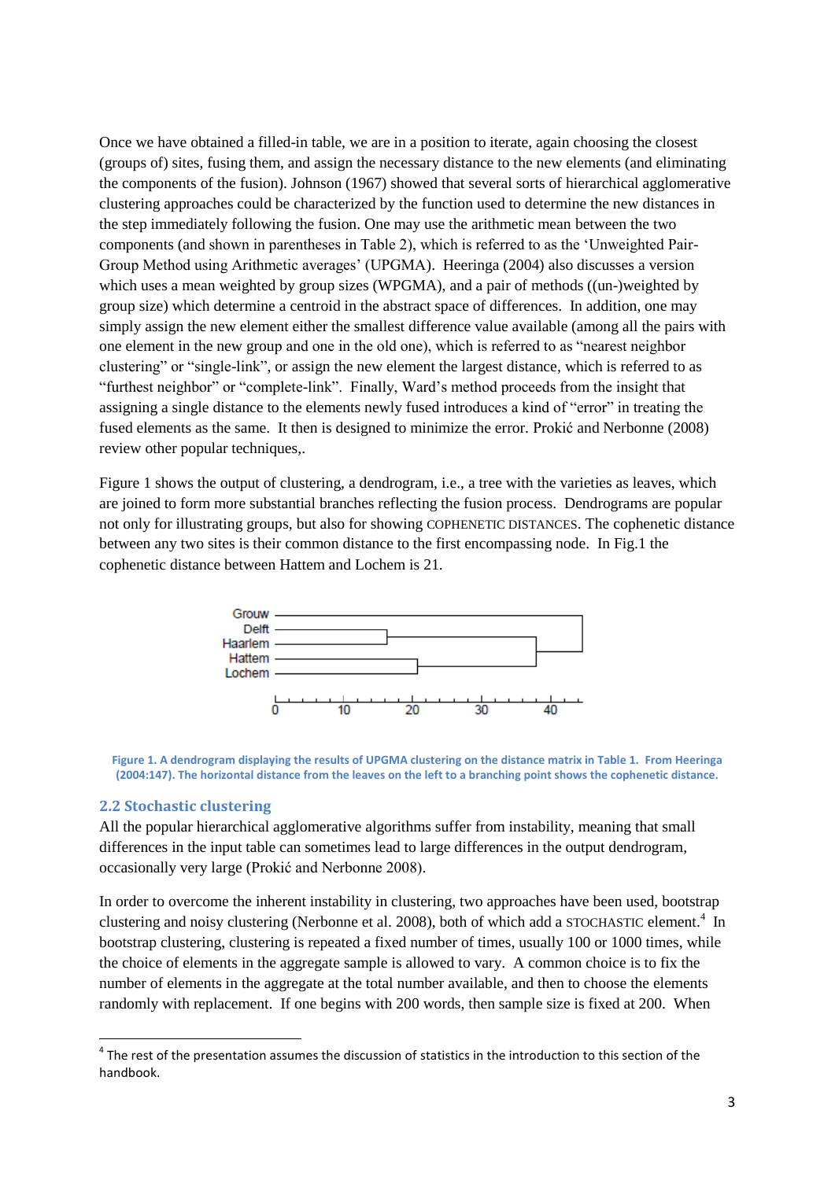Once we have obtained a filled-in table, we are in a position to iterate, again choosing the closest (groups of) sites, fusing them, and assign the necessary distance to the new elements (and eliminating the components of the fusion). Johnson (1967) showed that several sorts of hierarchical agglomerative clustering approaches could be characterized by the function used to determine the new distances in the step immediately following the fusion. One may use the arithmetic mean between the two components (and shown in parentheses in Table 2), which is referred to as the 'Unweighted Pair-Group Method using Arithmetic averages' (UPGMA). Heeringa (2004) also discusses a version which uses a mean weighted by group sizes (WPGMA), and a pair of methods ((un-)weighted by group size) which determine a centroid in the abstract space of differences. In addition, one may simply assign the new element either the smallest difference value available (among all the pairs with one element in the new group and one in the old one), which is referred to as "nearest neighbor clustering" or "single-link", or assign the new element the largest distance, which is referred to as "furthest neighbor" or "complete-link". Finally, Ward's method proceeds from the insight that assigning a single distance to the elements newly fused introduces a kind of "error" in treating the fused elements as the same. It then is designed to minimize the error. Prokić and Nerbonne (2008) review other popular techniques,.

Figure 1 shows the output of clustering, a dendrogram, i.e., a tree with the varieties as leaves, which are joined to form more substantial branches reflecting the fusion process. Dendrograms are popular not only for illustrating groups, but also for showing COPHENETIC DISTANCES. The cophenetic distance between any two sites is their common distance to the first encompassing node. In Fig.1 the cophenetic distance between Hattem and Lochem is 21.

**Figure 1. A dendrogram displaying the results of UPGMA clustering on the distance matrix in Table 1. From Heeringa (2004:147). The horizontal distance from the leaves on the left to a branching point shows the cophenetic distance.**

## 2.2 Stochastic clustering

All the popular hierarchical agglomerative algorithms suffer from instability, meaning that small differences in the input table can sometimes lead to large differences in the output dendrogram, occasionally very large (Prokić and Nerbonne 2008).

In order to overcome the inherent instability in clustering, two approaches have been used, bootstrap clustering and noisy clustering (Nerbonne et al. 2008), both of which add a STOCHASTIC element.[4] In bootstrap clustering, clustering is repeated a fixed number of times, usually 100 or 1000 times, while the choice of elements in the aggregate sample is allowed to vary. A common choice is to fix the number of elements in the aggregate at the total number available, and then to choose the elements randomly with replacement. If one begins with 200 words, then sample size is fixed at 200. When

[4] The rest of the presentation assumes the discussion of statistics in the introduction to this section of the handbook.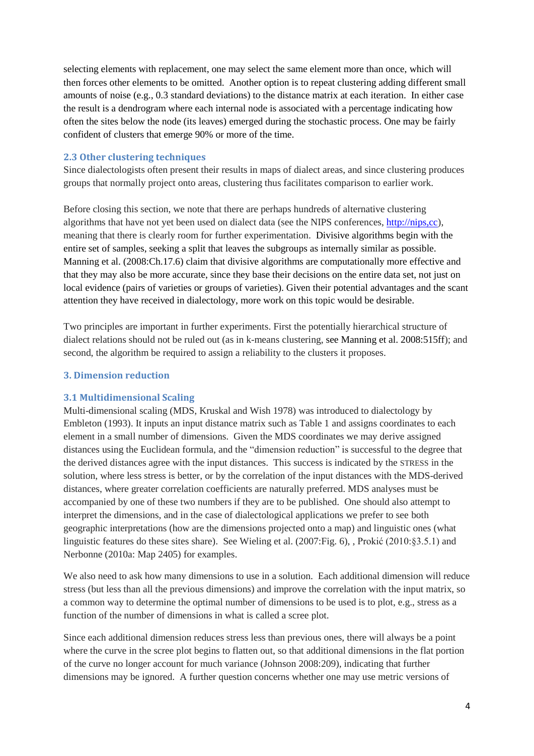selecting elements with replacement, one may select the same element more than once, which will then forces other elements to be omitted. Another option is to repeat clustering adding different small amounts of noise (e.g., 0.3 standard deviations) to the distance matrix at each iteration. In either case the result is a dendrogram where each internal node is associated with a percentage indicating how often the sites below the node (its leaves) emerged during the stochastic process. One may be fairly confident of clusters that emerge 90% or more of the time.

### 2.3 Other clustering techniques

Since dialectologists often present their results in maps of dialect areas, and since clustering produces groups that normally project onto areas, clustering thus facilitates comparison to earlier work.

Before closing this section, we note that there are perhaps hundreds of alternative clustering algorithms that have not yet been used on dialect data (see the NIPS conferences, http://nips,cc), meaning that there is clearly room for further experimentation. Divisive algorithms begin with the entire set of samples, seeking a split that leaves the subgroups as internally similar as possible. Manning et al. (2008:Ch.17.6) claim that divisive algorithms are computationally more effective and that they may also be more accurate, since they base their decisions on the entire data set, not just on local evidence (pairs of varieties or groups of varieties). Given their potential advantages and the scant attention they have received in dialectology, more work on this topic would be desirable.

Two principles are important in further experiments. First the potentially hierarchical structure of dialect relations should not be ruled out (as in k-means clustering, see Manning et al. 2008:515ff); and second, the algorithm be required to assign a reliability to the clusters it proposes.

## 3. Dimension reduction

### 3.1 Multidimensional Scaling

Multi-dimensional scaling (MDS, Kruskal and Wish 1978) was introduced to dialectology by Embleton (1993). It inputs an input distance matrix such as Table 1 and assigns coordinates to each element in a small number of dimensions. Given the MDS coordinates we may derive assigned distances using the Euclidean formula, and the "dimension reduction" is successful to the degree that the derived distances agree with the input distances. This success is indicated by the STRESS in the solution, where less stress is better, or by the correlation of the input distances with the MDS-derived distances, where greater correlation coefficients are naturally preferred. MDS analyses must be accompanied by one of these two numbers if they are to be published. One should also attempt to interpret the dimensions, and in the case of dialectological applications we prefer to see both geographic interpretations (how are the dimensions projected onto a map) and linguistic ones (what linguistic features do these sites share). See Wieling et al. (2007:Fig. 6), , Prokić (2010:§3.5.1) and Nerbonne (2010a: Map 2405) for examples.

We also need to ask how many dimensions to use in a solution. Each additional dimension will reduce stress (but less than all the previous dimensions) and improve the correlation with the input matrix, so a common way to determine the optimal number of dimensions to be used is to plot, e.g., stress as a function of the number of dimensions in what is called a scree plot.

Since each additional dimension reduces stress less than previous ones, there will always be a point where the curve in the scree plot begins to flatten out, so that additional dimensions in the flat portion of the curve no longer account for much variance (Johnson 2008:209), indicating that further dimensions may be ignored. A further question concerns whether one may use metric versions of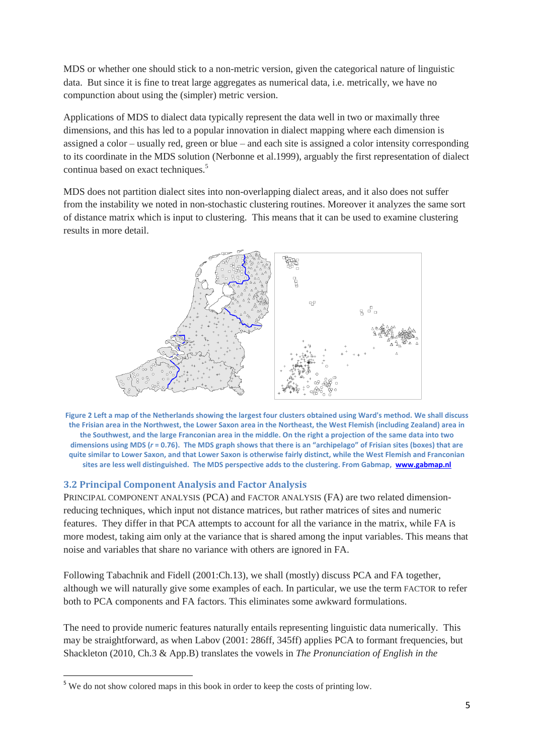MDS or whether one should stick to a non-metric version, given the categorical nature of linguistic data. But since it is fine to treat large aggregates as numerical data, i.e. metrically, we have no compunction about using the (simpler) metric version.

Applications of MDS to dialect data typically represent the data well in two or maximally three dimensions, and this has led to a popular innovation in dialect mapping where each dimension is assigned a color – usually red, green or blue – and each site is assigned a color intensity corresponding to its coordinate in the MDS solution (Nerbonne et al.1999), arguably the first representation of dialect continua based on exact techniques.[5]

MDS does not partition dialect sites into non-overlapping dialect areas, and it also does not suffer from the instability we noted in non-stochastic clustering routines. Moreover it analyzes the same sort of distance matrix which is input to clustering. This means that it can be used to examine clustering results in more detail.

**Figure 2 Left a map of the Netherlands showing the largest four clusters obtained using Ward's method. We shall discuss the Frisian area in the Northwest, the Lower Saxon area in the Northeast, the West Flemish (including Zealand) area in the Southwest, and the large Franconian area in the middle. On the right a projection of the same data into two dimensions using MDS (*r* = 0.76). The MDS graph shows that there is an "archipelago" of Frisian sites (boxes) that are quite similar to Lower Saxon, and that Lower Saxon is otherwise fairly distinct, while the West Flemish and Franconian sites are less well distinguished. The MDS perspective adds to the clustering. From Gabmap, www.gabmap.nl**

### 3.2 Principal Component Analysis and Factor Analysis

PRINCIPAL COMPONENT ANALYSIS (PCA) and FACTOR ANALYSIS (FA) are two related dimension-reducing techniques, which input not distance matrices, but rather matrices of sites and numeric features. They differ in that PCA attempts to account for all the variance in the matrix, while FA is more modest, taking aim only at the variance that is shared among the input variables. This means that noise and variables that share no variance with others are ignored in FA.

Following Tabachnik and Fidell (2001:Ch.13), we shall (mostly) discuss PCA and FA together, although we will naturally give some examples of each. In particular, we use the term FACTOR to refer both to PCA components and FA factors. This eliminates some awkward formulations.

The need to provide numeric features naturally entails representing linguistic data numerically. This may be straightforward, as when Labov (2001: 286ff, 345ff) applies PCA to formant frequencies, but Shackleton (2010, Ch.3 & App.B) translates the vowels in *The Pronunciation of English in the*

[5] We do not show colored maps in this book in order to keep the costs of printing low.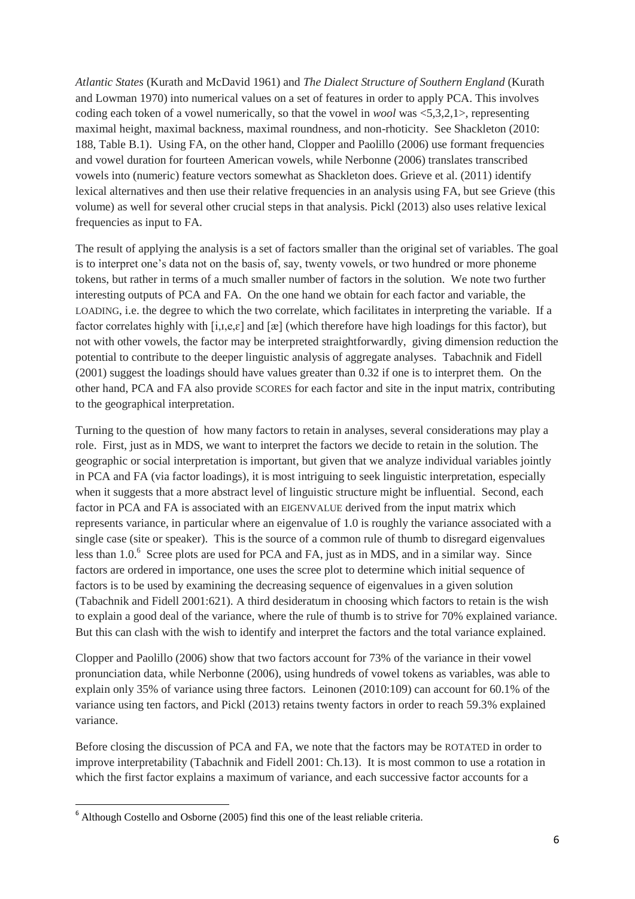*Atlantic States* (Kurath and McDavid 1961) and *The Dialect Structure of Southern England* (Kurath and Lowman 1970) into numerical values on a set of features in order to apply PCA. This involves coding each token of a vowel numerically, so that the vowel in *wool* was <5,3,2,1>, representing maximal height, maximal backness, maximal roundness, and non-rhoticity. See Shackleton (2010: 188, Table B.1). Using FA, on the other hand, Clopper and Paolillo (2006) use formant frequencies and vowel duration for fourteen American vowels, while Nerbonne (2006) translates transcribed vowels into (numeric) feature vectors somewhat as Shackleton does. Grieve et al. (2011) identify lexical alternatives and then use their relative frequencies in an analysis using FA, but see Grieve (this volume) as well for several other crucial steps in that analysis. Pickl (2013) also uses relative lexical frequencies as input to FA.

The result of applying the analysis is a set of factors smaller than the original set of variables. The goal is to interpret one's data not on the basis of, say, twenty vowels, or two hundred or more phoneme tokens, but rather in terms of a much smaller number of factors in the solution. We note two further interesting outputs of PCA and FA. On the one hand we obtain for each factor and variable, the LOADING, i.e. the degree to which the two correlate, which facilitates in interpreting the variable. If a factor correlates highly with [i,ɪ,e,ɛ] and [æ] (which therefore have high loadings for this factor), but not with other vowels, the factor may be interpreted straightforwardly, giving dimension reduction the potential to contribute to the deeper linguistic analysis of aggregate analyses. Tabachnik and Fidell (2001) suggest the loadings should have values greater than 0.32 if one is to interpret them. On the other hand, PCA and FA also provide SCORES for each factor and site in the input matrix, contributing to the geographical interpretation.

Turning to the question of how many factors to retain in analyses, several considerations may play a role. First, just as in MDS, we want to interpret the factors we decide to retain in the solution. The geographic or social interpretation is important, but given that we analyze individual variables jointly in PCA and FA (via factor loadings), it is most intriguing to seek linguistic interpretation, especially when it suggests that a more abstract level of linguistic structure might be influential. Second, each factor in PCA and FA is associated with an EIGENVALUE derived from the input matrix which represents variance, in particular where an eigenvalue of 1.0 is roughly the variance associated with a single case (site or speaker). This is the source of a common rule of thumb to disregard eigenvalues less than 1.0.[6] Scree plots are used for PCA and FA, just as in MDS, and in a similar way. Since factors are ordered in importance, one uses the scree plot to determine which initial sequence of factors is to be used by examining the decreasing sequence of eigenvalues in a given solution (Tabachnik and Fidell 2001:621). A third desideratum in choosing which factors to retain is the wish to explain a good deal of the variance, where the rule of thumb is to strive for 70% explained variance. But this can clash with the wish to identify and interpret the factors and the total variance explained.

Clopper and Paolillo (2006) show that two factors account for 73% of the variance in their vowel pronunciation data, while Nerbonne (2006), using hundreds of vowel tokens as variables, was able to explain only 35% of variance using three factors. Leinonen (2010:109) can account for 60.1% of the variance using ten factors, and Pickl (2013) retains twenty factors in order to reach 59.3% explained variance.

Before closing the discussion of PCA and FA, we note that the factors may be ROTATED in order to improve interpretability (Tabachnik and Fidell 2001: Ch.13). It is most common to use a rotation in which the first factor explains a maximum of variance, and each successive factor accounts for a

[6] Although Costello and Osborne (2005) find this one of the least reliable criteria.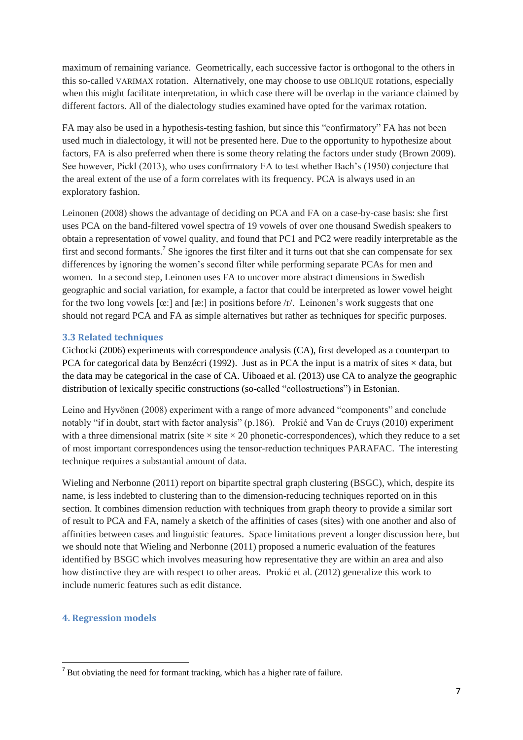maximum of remaining variance. Geometrically, each successive factor is orthogonal to the others in this so-called VARIMAX rotation. Alternatively, one may choose to use OBLIQUE rotations, especially when this might facilitate interpretation, in which case there will be overlap in the variance claimed by different factors. All of the dialectology studies examined have opted for the varimax rotation.

FA may also be used in a hypothesis-testing fashion, but since this "confirmatory" FA has not been used much in dialectology, it will not be presented here. Due to the opportunity to hypothesize about factors, FA is also preferred when there is some theory relating the factors under study (Brown 2009). See however, Pickl (2013), who uses confirmatory FA to test whether Bach's (1950) conjecture that the areal extent of the use of a form correlates with its frequency. PCA is always used in an exploratory fashion.

Leinonen (2008) shows the advantage of deciding on PCA and FA on a case-by-case basis: she first uses PCA on the band-filtered vowel spectra of 19 vowels of over one thousand Swedish speakers to obtain a representation of vowel quality, and found that PC1 and PC2 were readily interpretable as the first and second formants.[7] She ignores the first filter and it turns out that she can compensate for sex differences by ignoring the women's second filter while performing separate PCAs for men and women. In a second step, Leinonen uses FA to uncover more abstract dimensions in Swedish geographic and social variation, for example, a factor that could be interpreted as lower vowel height for the two long vowels [œ:] and [æ:] in positions before /r/. Leinonen's work suggests that one should not regard PCA and FA as simple alternatives but rather as techniques for specific purposes.

### 3.3 Related techniques

Cichocki (2006) experiments with correspondence analysis (CA), first developed as a counterpart to PCA for categorical data by Benzécri (1992). Just as in PCA the input is a matrix of sites × data, but the data may be categorical in the case of CA. Uiboaed et al. (2013) use CA to analyze the geographic distribution of lexically specific constructions (so-called "collostructions") in Estonian.

Leino and Hyvönen (2008) experiment with a range of more advanced "components" and conclude notably "if in doubt, start with factor analysis" (p.186). Prokić and Van de Cruys (2010) experiment with a three dimensional matrix (site × site × 20 phonetic-correspondences), which they reduce to a set of most important correspondences using the tensor-reduction techniques PARAFAC. The interesting technique requires a substantial amount of data.

Wieling and Nerbonne (2011) report on bipartite spectral graph clustering (BSGC), which, despite its name, is less indebted to clustering than to the dimension-reducing techniques reported on in this section. It combines dimension reduction with techniques from graph theory to provide a similar sort of result to PCA and FA, namely a sketch of the affinities of cases (sites) with one another and also of affinities between cases and linguistic features. Space limitations prevent a longer discussion here, but we should note that Wieling and Nerbonne (2011) proposed a numeric evaluation of the features identified by BSGC which involves measuring how representative they are within an area and also how distinctive they are with respect to other areas. Prokić et al. (2012) generalize this work to include numeric features such as edit distance.

## 4. Regression models

---

[7] But obviating the need for formant tracking, which has a higher rate of failure.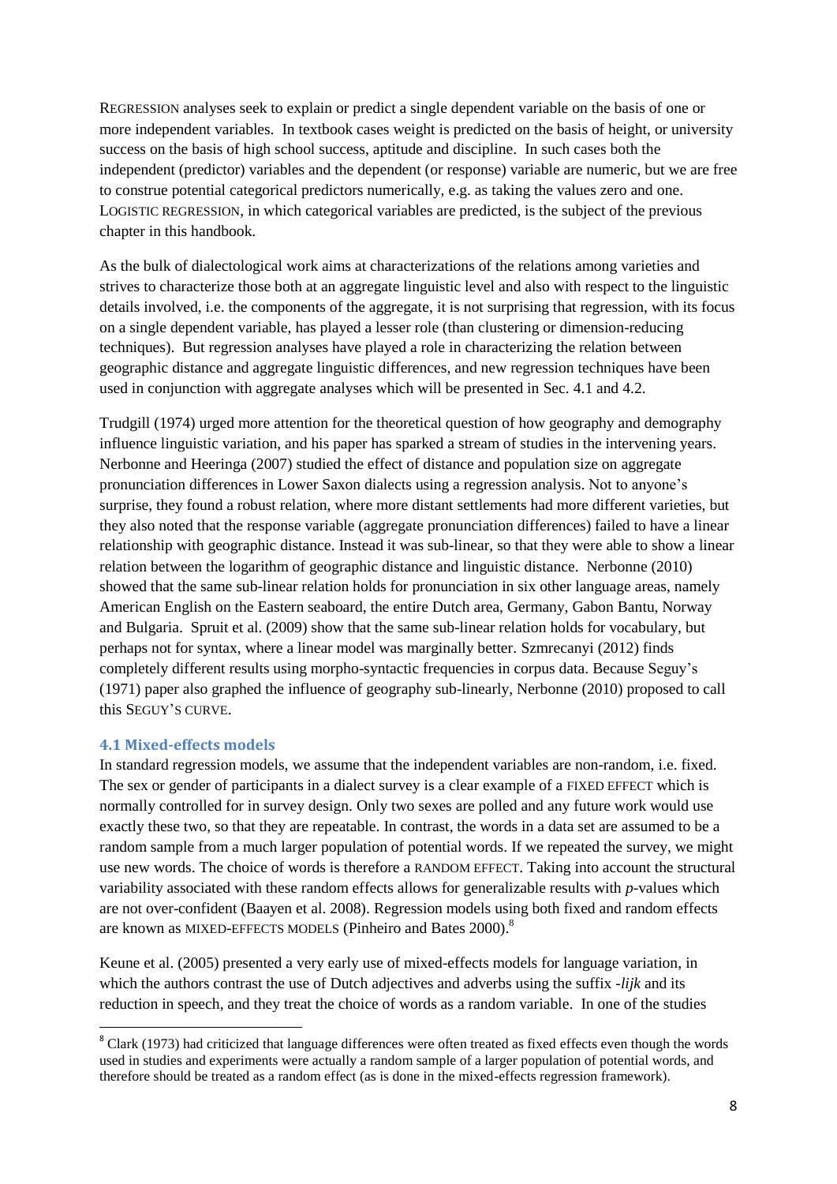REGRESSION analyses seek to explain or predict a single dependent variable on the basis of one or more independent variables. In textbook cases weight is predicted on the basis of height, or university success on the basis of high school success, aptitude and discipline. In such cases both the independent (predictor) variables and the dependent (or response) variable are numeric, but we are free to construe potential categorical predictors numerically, e.g. as taking the values zero and one. LOGISTIC REGRESSION, in which categorical variables are predicted, is the subject of the previous chapter in this handbook.

As the bulk of dialectological work aims at characterizations of the relations among varieties and strives to characterize those both at an aggregate linguistic level and also with respect to the linguistic details involved, i.e. the components of the aggregate, it is not surprising that regression, with its focus on a single dependent variable, has played a lesser role (than clustering or dimension-reducing techniques). But regression analyses have played a role in characterizing the relation between geographic distance and aggregate linguistic differences, and new regression techniques have been used in conjunction with aggregate analyses which will be presented in Sec. 4.1 and 4.2.

Trudgill (1974) urged more attention for the theoretical question of how geography and demography influence linguistic variation, and his paper has sparked a stream of studies in the intervening years. Nerbonne and Heeringa (2007) studied the effect of distance and population size on aggregate pronunciation differences in Lower Saxon dialects using a regression analysis. Not to anyone's surprise, they found a robust relation, where more distant settlements had more different varieties, but they also noted that the response variable (aggregate pronunciation differences) failed to have a linear relationship with geographic distance. Instead it was sub-linear, so that they were able to show a linear relation between the logarithm of geographic distance and linguistic distance. Nerbonne (2010) showed that the same sub-linear relation holds for pronunciation in six other language areas, namely American English on the Eastern seaboard, the entire Dutch area, Germany, Gabon Bantu, Norway and Bulgaria. Spruit et al. (2009) show that the same sub-linear relation holds for vocabulary, but perhaps not for syntax, where a linear model was marginally better. Szmrecanyi (2012) finds completely different results using morpho-syntactic frequencies in corpus data. Because Seguy's (1971) paper also graphed the influence of geography sub-linearly, Nerbonne (2010) proposed to call this SEGUY'S CURVE.

### 4.1 Mixed-effects models

In standard regression models, we assume that the independent variables are non-random, i.e. fixed. The sex or gender of participants in a dialect survey is a clear example of a FIXED EFFECT which is normally controlled for in survey design. Only two sexes are polled and any future work would use exactly these two, so that they are repeatable. In contrast, the words in a data set are assumed to be a random sample from a much larger population of potential words. If we repeated the survey, we might use new words. The choice of words is therefore a RANDOM EFFECT. Taking into account the structural variability associated with these random effects allows for generalizable results with *p*-values which are not over-confident (Baayen et al. 2008). Regression models using both fixed and random effects are known as MIXED-EFFECTS MODELS (Pinheiro and Bates 2000).[8]

Keune et al. (2005) presented a very early use of mixed-effects models for language variation, in which the authors contrast the use of Dutch adjectives and adverbs using the suffix *-lijk* and its reduction in speech, and they treat the choice of words as a random variable. In one of the studies

[8] Clark (1973) had criticized that language differences were often treated as fixed effects even though the words used in studies and experiments were actually a random sample of a larger population of potential words, and therefore should be treated as a random effect (as is done in the mixed-effects regression framework).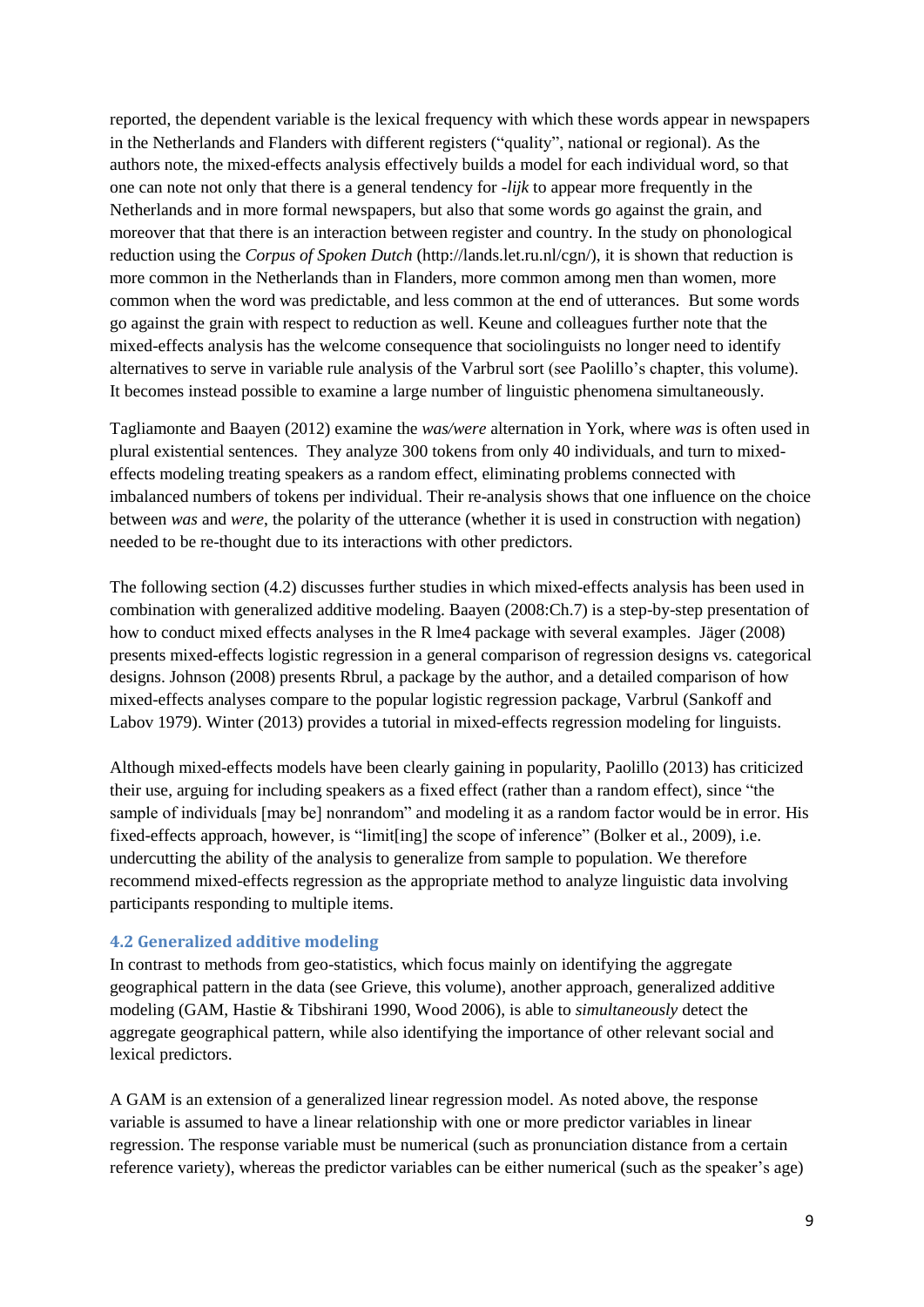reported, the dependent variable is the lexical frequency with which these words appear in newspapers in the Netherlands and Flanders with different registers ("quality", national or regional). As the authors note, the mixed-effects analysis effectively builds a model for each individual word, so that one can note not only that there is a general tendency for *-lijk* to appear more frequently in the Netherlands and in more formal newspapers, but also that some words go against the grain, and moreover that that there is an interaction between register and country. In the study on phonological reduction using the *Corpus of Spoken Dutch* (http://lands.let.ru.nl/cgn/), it is shown that reduction is more common in the Netherlands than in Flanders, more common among men than women, more common when the word was predictable, and less common at the end of utterances. But some words go against the grain with respect to reduction as well. Keune and colleagues further note that the mixed-effects analysis has the welcome consequence that sociolinguists no longer need to identify alternatives to serve in variable rule analysis of the Varbrul sort (see Paolillo's chapter, this volume). It becomes instead possible to examine a large number of linguistic phenomena simultaneously.

Tagliamonte and Baayen (2012) examine the *was/were* alternation in York, where *was* is often used in plural existential sentences. They analyze 300 tokens from only 40 individuals, and turn to mixed-effects modeling treating speakers as a random effect, eliminating problems connected with imbalanced numbers of tokens per individual. Their re-analysis shows that one influence on the choice between *was* and *were*, the polarity of the utterance (whether it is used in construction with negation) needed to be re-thought due to its interactions with other predictors.

The following section (4.2) discusses further studies in which mixed-effects analysis has been used in combination with generalized additive modeling. Baayen (2008:Ch.7) is a step-by-step presentation of how to conduct mixed effects analyses in the R lme4 package with several examples. Jäger (2008) presents mixed-effects logistic regression in a general comparison of regression designs vs. categorical designs. Johnson (2008) presents Rbrul, a package by the author, and a detailed comparison of how mixed-effects analyses compare to the popular logistic regression package, Varbrul (Sankoff and Labov 1979). Winter (2013) provides a tutorial in mixed-effects regression modeling for linguists.

Although mixed-effects models have been clearly gaining in popularity, Paolillo (2013) has criticized their use, arguing for including speakers as a fixed effect (rather than a random effect), since "the sample of individuals [may be] nonrandom" and modeling it as a random factor would be in error. His fixed-effects approach, however, is "limit[ing] the scope of inference" (Bolker et al., 2009), i.e. undercutting the ability of the analysis to generalize from sample to population. We therefore recommend mixed-effects regression as the appropriate method to analyze linguistic data involving participants responding to multiple items.

### 4.2 Generalized additive modeling

In contrast to methods from geo-statistics, which focus mainly on identifying the aggregate geographical pattern in the data (see Grieve, this volume), another approach, generalized additive modeling (GAM, Hastie & Tibshirani 1990, Wood 2006), is able to *simultaneously* detect the aggregate geographical pattern, while also identifying the importance of other relevant social and lexical predictors.

A GAM is an extension of a generalized linear regression model. As noted above, the response variable is assumed to have a linear relationship with one or more predictor variables in linear regression. The response variable must be numerical (such as pronunciation distance from a certain reference variety), whereas the predictor variables can be either numerical (such as the speaker's age)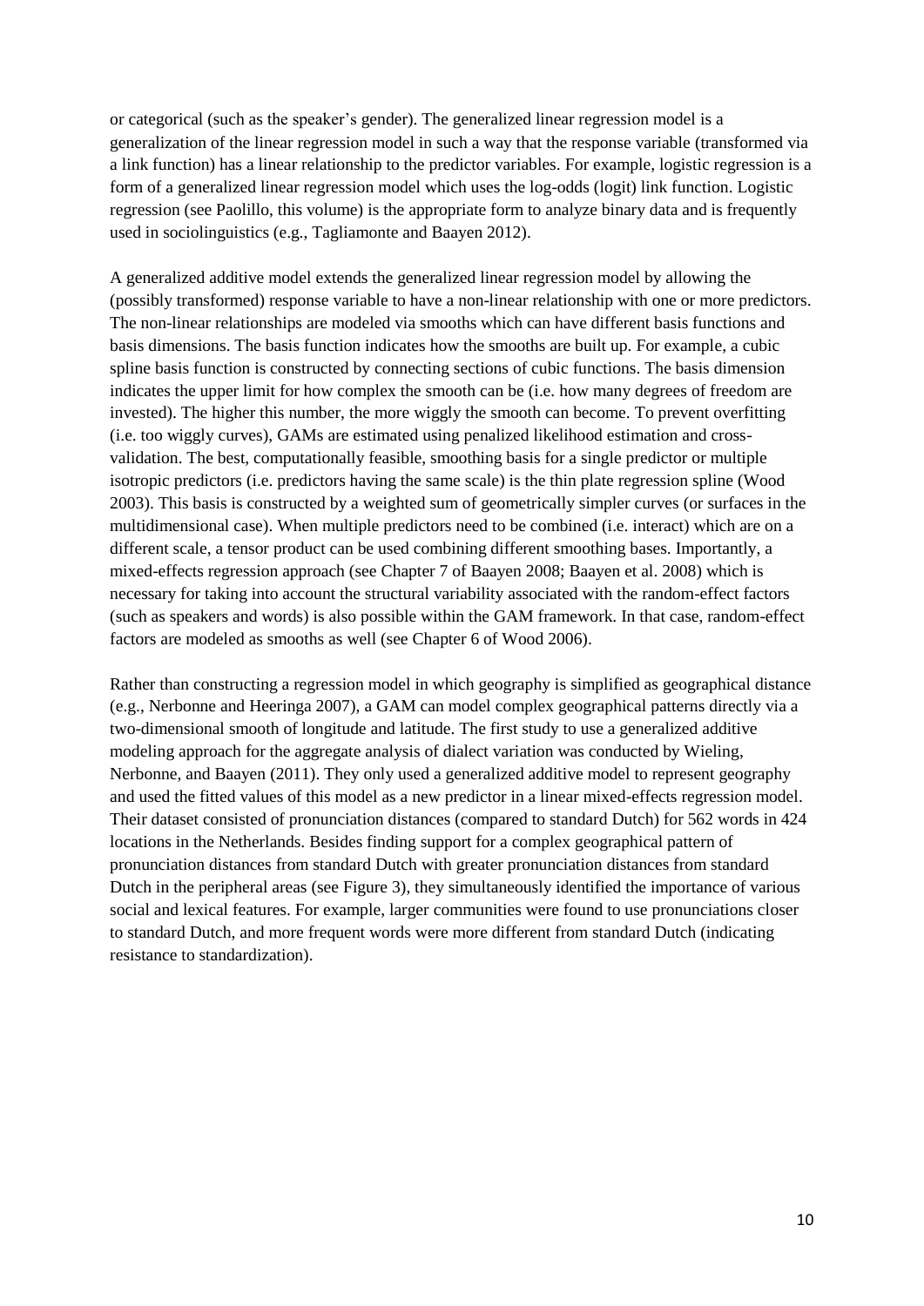or categorical (such as the speaker's gender). The generalized linear regression model is a generalization of the linear regression model in such a way that the response variable (transformed via a link function) has a linear relationship to the predictor variables. For example, logistic regression is a form of a generalized linear regression model which uses the log-odds (logit) link function. Logistic regression (see Paolillo, this volume) is the appropriate form to analyze binary data and is frequently used in sociolinguistics (e.g., Tagliamonte and Baayen 2012).

A generalized additive model extends the generalized linear regression model by allowing the (possibly transformed) response variable to have a non-linear relationship with one or more predictors. The non-linear relationships are modeled via smooths which can have different basis functions and basis dimensions. The basis function indicates how the smooths are built up. For example, a cubic spline basis function is constructed by connecting sections of cubic functions. The basis dimension indicates the upper limit for how complex the smooth can be (i.e. how many degrees of freedom are invested). The higher this number, the more wiggly the smooth can become. To prevent overfitting (i.e. too wiggly curves), GAMs are estimated using penalized likelihood estimation and cross-validation. The best, computationally feasible, smoothing basis for a single predictor or multiple isotropic predictors (i.e. predictors having the same scale) is the thin plate regression spline (Wood 2003). This basis is constructed by a weighted sum of geometrically simpler curves (or surfaces in the multidimensional case). When multiple predictors need to be combined (i.e. interact) which are on a different scale, a tensor product can be used combining different smoothing bases. Importantly, a mixed-effects regression approach (see Chapter 7 of Baayen 2008; Baayen et al. 2008) which is necessary for taking into account the structural variability associated with the random-effect factors (such as speakers and words) is also possible within the GAM framework. In that case, random-effect factors are modeled as smooths as well (see Chapter 6 of Wood 2006).

Rather than constructing a regression model in which geography is simplified as geographical distance (e.g., Nerbonne and Heeringa 2007), a GAM can model complex geographical patterns directly via a two-dimensional smooth of longitude and latitude. The first study to use a generalized additive modeling approach for the aggregate analysis of dialect variation was conducted by Wieling, Nerbonne, and Baayen (2011). They only used a generalized additive model to represent geography and used the fitted values of this model as a new predictor in a linear mixed-effects regression model. Their dataset consisted of pronunciation distances (compared to standard Dutch) for 562 words in 424 locations in the Netherlands. Besides finding support for a complex geographical pattern of pronunciation distances from standard Dutch with greater pronunciation distances from standard Dutch in the peripheral areas (see Figure 3), they simultaneously identified the importance of various social and lexical features. For example, larger communities were found to use pronunciations closer to standard Dutch, and more frequent words were more different from standard Dutch (indicating resistance to standardization).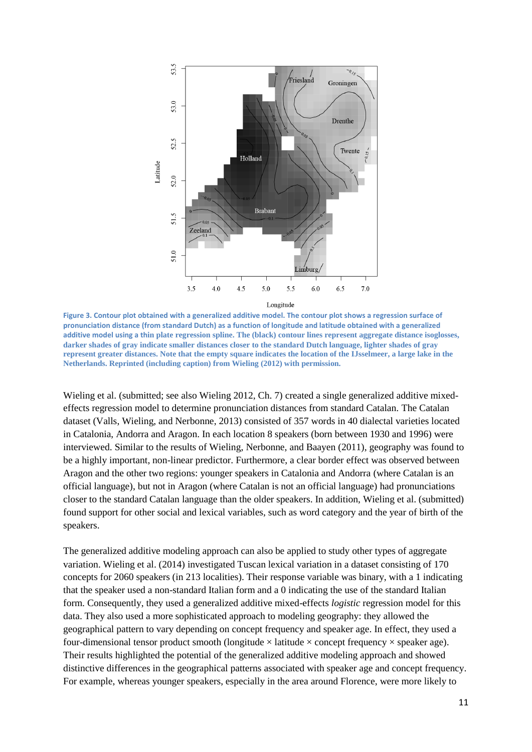**Figure 3. Contour plot obtained with a generalized additive model. The contour plot shows a regression surface of pronunciation distance (from standard Dutch) as a function of longitude and latitude obtained with a generalized additive model using a thin plate regression spline. The (black) contour lines represent aggregate distance isoglosses, darker shades of gray indicate smaller distances closer to the standard Dutch language, lighter shades of gray represent greater distances. Note that the empty square indicates the location of the IJsselmeer, a large lake in the Netherlands. Reprinted (including caption) from Wieling (2012) with permission.**

Wieling et al. (submitted; see also Wieling 2012, Ch. 7) created a single generalized additive mixed-effects regression model to determine pronunciation distances from standard Catalan. The Catalan dataset (Valls, Wieling, and Nerbonne, 2013) consisted of 357 words in 40 dialectal varieties located in Catalonia, Andorra and Aragon. In each location 8 speakers (born between 1930 and 1996) were interviewed. Similar to the results of Wieling, Nerbonne, and Baayen (2011), geography was found to be a highly important, non-linear predictor. Furthermore, a clear border effect was observed between Aragon and the other two regions: younger speakers in Catalonia and Andorra (where Catalan is an official language), but not in Aragon (where Catalan is not an official language) had pronunciations closer to the standard Catalan language than the older speakers. In addition, Wieling et al. (submitted) found support for other social and lexical variables, such as word category and the year of birth of the speakers.

The generalized additive modeling approach can also be applied to study other types of aggregate variation. Wieling et al. (2014) investigated Tuscan lexical variation in a dataset consisting of 170 concepts for 2060 speakers (in 213 localities). Their response variable was binary, with a 1 indicating that the speaker used a non-standard Italian form and a 0 indicating the use of the standard Italian form. Consequently, they used a generalized additive mixed-effects *logistic* regression model for this data. They also used a more sophisticated approach to modeling geography: they allowed the geographical pattern to vary depending on concept frequency and speaker age. In effect, they used a four-dimensional tensor product smooth (longitude × latitude × concept frequency × speaker age). Their results highlighted the potential of the generalized additive modeling approach and showed distinctive differences in the geographical patterns associated with speaker age and concept frequency. For example, whereas younger speakers, especially in the area around Florence, were more likely to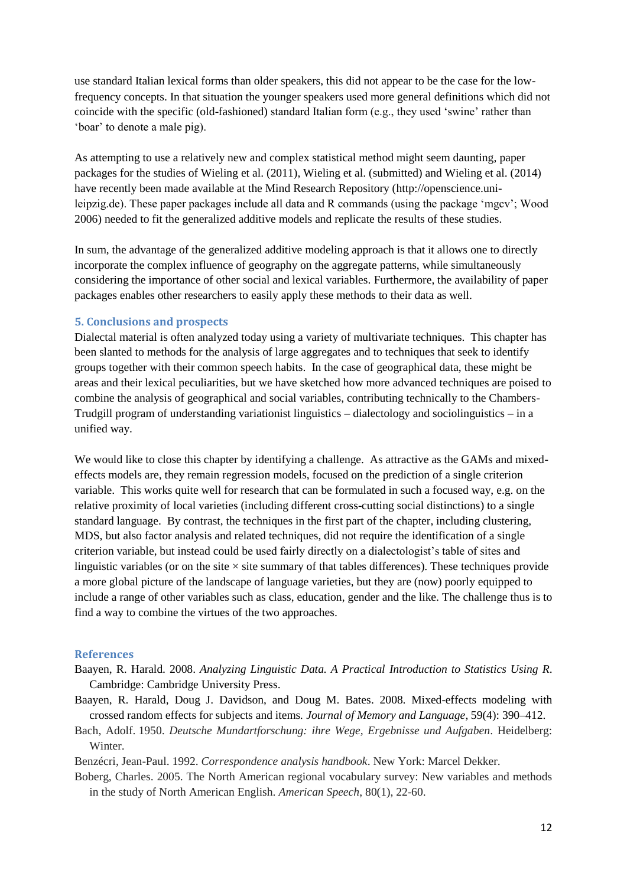use standard Italian lexical forms than older speakers, this did not appear to be the case for the low-frequency concepts. In that situation the younger speakers used more general definitions which did not coincide with the specific (old-fashioned) standard Italian form (e.g., they used 'swine' rather than 'boar' to denote a male pig).

As attempting to use a relatively new and complex statistical method might seem daunting, paper packages for the studies of Wieling et al. (2011), Wieling et al. (submitted) and Wieling et al. (2014) have recently been made available at the Mind Research Repository (http://openscience.uni-leipzig.de). These paper packages include all data and R commands (using the package 'mgcv'; Wood 2006) needed to fit the generalized additive models and replicate the results of these studies.

In sum, the advantage of the generalized additive modeling approach is that it allows one to directly incorporate the complex influence of geography on the aggregate patterns, while simultaneously considering the importance of other social and lexical variables. Furthermore, the availability of paper packages enables other researchers to easily apply these methods to their data as well.

## 5. Conclusions and prospects

Dialectal material is often analyzed today using a variety of multivariate techniques. This chapter has been slanted to methods for the analysis of large aggregates and to techniques that seek to identify groups together with their common speech habits. In the case of geographical data, these might be areas and their lexical peculiarities, but we have sketched how more advanced techniques are poised to combine the analysis of geographical and social variables, contributing technically to the Chambers-Trudgill program of understanding variationist linguistics – dialectology and sociolinguistics – in a unified way.

We would like to close this chapter by identifying a challenge. As attractive as the GAMs and mixed-effects models are, they remain regression models, focused on the prediction of a single criterion variable. This works quite well for research that can be formulated in such a focused way, e.g. on the relative proximity of local varieties (including different cross-cutting social distinctions) to a single standard language. By contrast, the techniques in the first part of the chapter, including clustering, MDS, but also factor analysis and related techniques, did not require the identification of a single criterion variable, but instead could be used fairly directly on a dialectologist's table of sites and linguistic variables (or on the site × site summary of that tables differences). These techniques provide a more global picture of the landscape of language varieties, but they are (now) poorly equipped to include a range of other variables such as class, education, gender and the like. The challenge thus is to find a way to combine the virtues of the two approaches.

## References

Baayen, R. Harald. 2008. *Analyzing Linguistic Data. A Practical Introduction to Statistics Using R*. Cambridge: Cambridge University Press.

Baayen, R. Harald, Doug J. Davidson, and Doug M. Bates. 2008. Mixed-effects modeling with crossed random effects for subjects and items. *Journal of Memory and Language*, 59(4): 390–412.

Bach, Adolf. 1950. *Deutsche Mundartforschung: ihre Wege, Ergebnisse und Aufgaben*. Heidelberg: Winter.

Benzécri, Jean-Paul. 1992. *Correspondence analysis handbook*. New York: Marcel Dekker.

Boberg, Charles. 2005. The North American regional vocabulary survey: New variables and methods in the study of North American English. *American Speech*, 80(1), 22-60.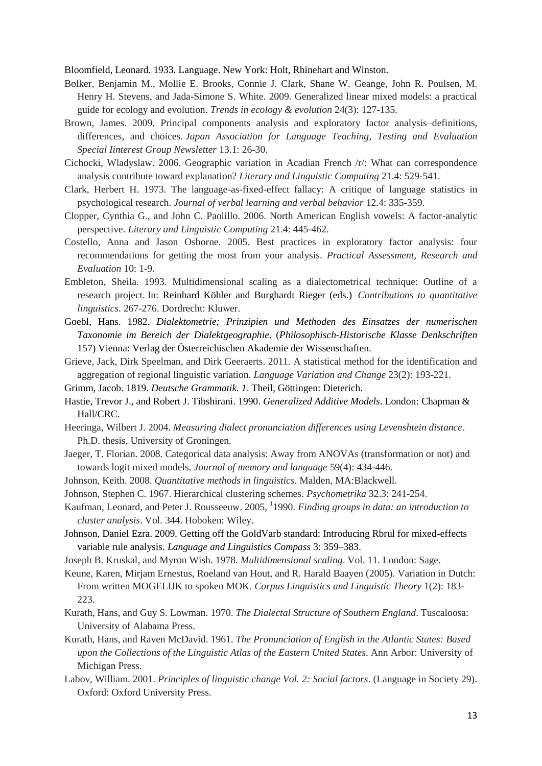Bloomfield, Leonard. 1933. Language. New York: Holt, Rhinehart and Winston.

Bolker, Benjamin M., Mollie E. Brooks, Connie J. Clark, Shane W. Geange, John R. Poulsen, M. Henry H. Stevens, and Jada-Simone S. White. 2009. Generalized linear mixed models: a practical guide for ecology and evolution. *Trends in ecology & evolution* 24(3): 127-135.

Brown, James. 2009. Principal components analysis and exploratory factor analysis–definitions, differences, and choices. *Japan Association for Language Teaching, Testing and Evaluation Special Iinterest Group Newsletter* 13.1: 26-30.

Cichocki, Wladyslaw. 2006. Geographic variation in Acadian French /r/: What can correspondence analysis contribute toward explanation? *Literary and Linguistic Computing* 21.4: 529-541.

Clark, Herbert H. 1973. The language-as-fixed-effect fallacy: A critique of language statistics in psychological research. *Journal of verbal learning and verbal behavior* 12.4: 335-359.

Clopper, Cynthia G., and John C. Paolillo. 2006. North American English vowels: A factor-analytic perspective. *Literary and Linguistic Computing* 21.4: 445-462.

Costello, Anna and Jason Osborne. 2005. Best practices in exploratory factor analysis: four recommendations for getting the most from your analysis. *Practical Assessment, Research and Evaluation* 10: 1-9.

Embleton, Sheila. 1993. Multidimensional scaling as a dialectometrical technique: Outline of a research project. In: Reinhard Köhler and Burghardt Rieger (eds.) *Contributions to quantitative linguistics*. 267-276. Dordrecht: Kluwer.

Goebl, Hans. 1982. *Dialektometrie; Prinzipien und Methoden des Einsatzes der numerischen Taxonomie im Bereich der Dialektgeographie.* (*Philosophisch-Historische Klasse Denkschriften* 157) Vienna: Verlag der Österreichischen Akademie der Wissenschaften.

Grieve, Jack, Dirk Speelman, and Dirk Geeraerts. 2011. A statistical method for the identification and aggregation of regional linguistic variation. *Language Variation and Change* 23(2): 193-221.

Grimm, Jacob. 1819. *Deutsche Grammatik. 1*. Theil, Göttingen: Dieterich.

Hastie, Trevor J., and Robert J. Tibshirani. 1990. *Generalized Additive Models*. London: Chapman & Hall/CRC.

Heeringa, Wilbert J. 2004. *Measuring dialect pronunciation differences using Levenshtein distance*. Ph.D. thesis, University of Groningen.

Jaeger, T. Florian. 2008. Categorical data analysis: Away from ANOVAs (transformation or not) and towards logit mixed models. *Journal of memory and language* 59(4): 434-446.

Johnson, Keith. 2008. *Quantitative methods in linguistics*. Malden, MA:Blackwell.

Johnson, Stephen C. 1967. Hierarchical clustering schemes. *Psychometrika* 32.3: 241-254.

Kaufman, Leonard, and Peter J. Rousseeuw. 2005, [1]1990. *Finding groups in data: an introduction to cluster analysis*. Vol. 344. Hoboken: Wiley.

Johnson, Daniel Ezra. 2009. Getting off the GoldVarb standard: Introducing Rbrul for mixed-effects variable rule analysis. *Language and Linguistics Compass* 3: 359–383.

Joseph B. Kruskal, and Myron Wish. 1978. *Multidimensional scaling*. Vol. 11. London: Sage.

Keune, Karen, Mirjam Ernestus, Roeland van Hout, and R. Harald Baayen (2005). Variation in Dutch: From written MOGELIJK to spoken MOK. *Corpus Linguistics and Linguistic Theory* 1(2): 183-223.

Kurath, Hans, and Guy S. Lowman. 1970. *The Dialectal Structure of Southern England*. Tuscaloosa: University of Alabama Press.

Kurath, Hans, and Raven McDavid. 1961. *The Pronunciation of English in the Atlantic States: Based upon the Collections of the Linguistic Atlas of the Eastern United States*. Ann Arbor: University of Michigan Press.

Labov, William. 2001. *Principles of linguistic change Vol. 2: Social factors*. (Language in Society 29). Oxford: Oxford University Press.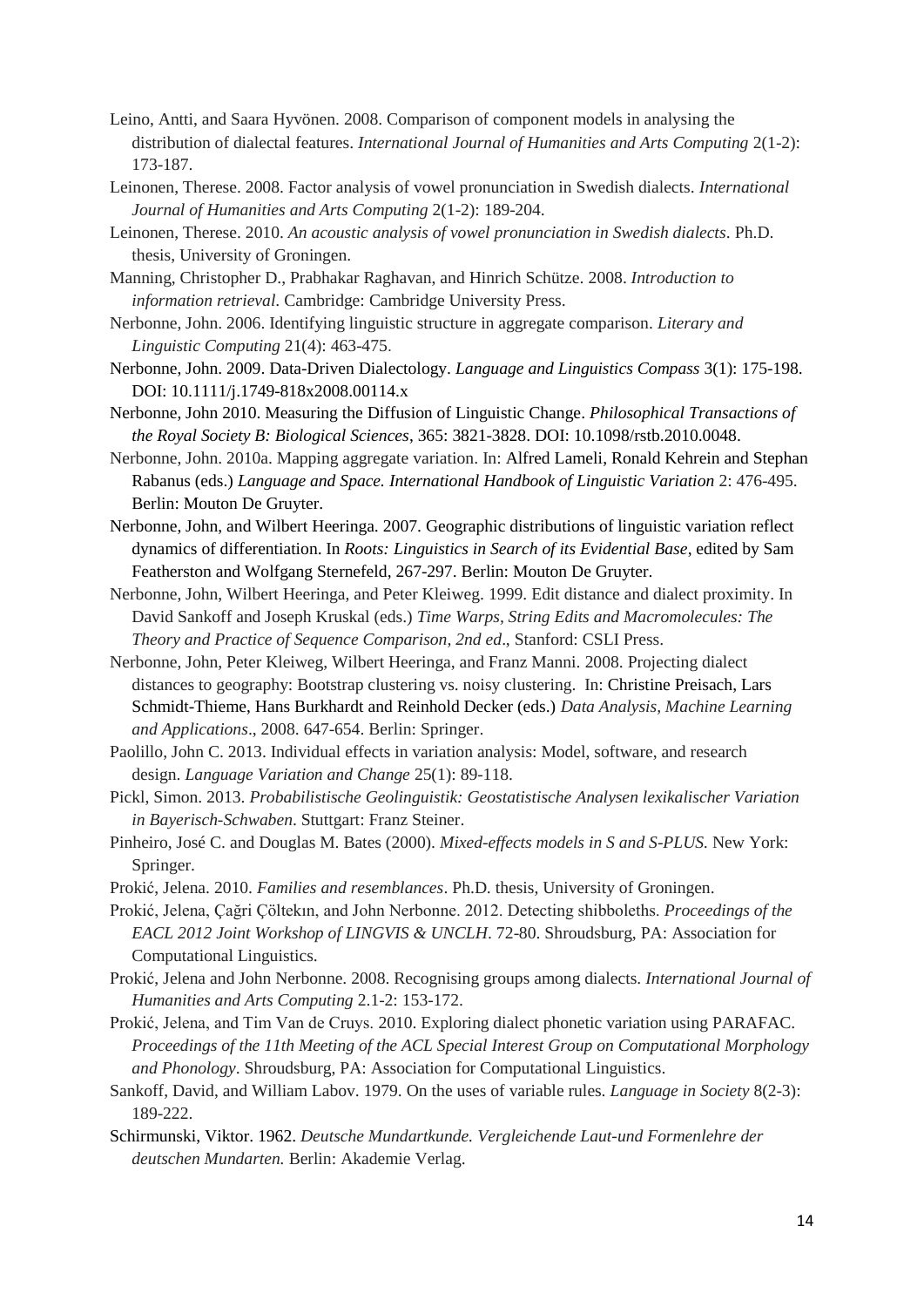Leino, Antti, and Saara Hyvönen. 2008. Comparison of component models in analysing the distribution of dialectal features. *International Journal of Humanities and Arts Computing* 2(1-2): 173-187.

Leinonen, Therese. 2008. Factor analysis of vowel pronunciation in Swedish dialects. *International Journal of Humanities and Arts Computing* 2(1-2): 189-204.

Leinonen, Therese. 2010. *An acoustic analysis of vowel pronunciation in Swedish dialects*. Ph.D. thesis, University of Groningen.

Manning, Christopher D., Prabhakar Raghavan, and Hinrich Schütze. 2008. *Introduction to information retrieval*. Cambridge: Cambridge University Press.

Nerbonne, John. 2006. Identifying linguistic structure in aggregate comparison. *Literary and Linguistic Computing* 21(4): 463-475.

Nerbonne, John. 2009. Data-Driven Dialectology. *Language and Linguistics Compass* 3(1): 175-198. DOI: 10.1111/j.1749-818x2008.00114.x

Nerbonne, John 2010. Measuring the Diffusion of Linguistic Change. *Philosophical Transactions of the Royal Society B: Biological Sciences*, 365: 3821-3828. DOI: 10.1098/rstb.2010.0048.

Nerbonne, John. 2010a. Mapping aggregate variation. In: Alfred Lameli, Ronald Kehrein and Stephan Rabanus (eds.) *Language and Space. International Handbook of Linguistic Variation* 2: 476-495. Berlin: Mouton De Gruyter.

Nerbonne, John, and Wilbert Heeringa. 2007. Geographic distributions of linguistic variation reflect dynamics of differentiation. In *Roots: Linguistics in Search of its Evidential Base*, edited by Sam Featherston and Wolfgang Sternefeld, 267-297. Berlin: Mouton De Gruyter.

Nerbonne, John, Wilbert Heeringa, and Peter Kleiweg. 1999. Edit distance and dialect proximity. In David Sankoff and Joseph Kruskal (eds.) *Time Warps, String Edits and Macromolecules: The Theory and Practice of Sequence Comparison, 2nd ed*., Stanford: CSLI Press.

Nerbonne, John, Peter Kleiweg, Wilbert Heeringa, and Franz Manni. 2008. Projecting dialect distances to geography: Bootstrap clustering vs. noisy clustering. In: Christine Preisach, Lars Schmidt-Thieme, Hans Burkhardt and Reinhold Decker (eds.) *Data Analysis, Machine Learning and Applications*., 2008. 647-654. Berlin: Springer.

Paolillo, John C. 2013. Individual effects in variation analysis: Model, software, and research design. *Language Variation and Change* 25(1): 89-118.

Pickl, Simon. 2013. *Probabilistische Geolinguistik: Geostatistische Analysen lexikalischer Variation in Bayerisch-Schwaben*. Stuttgart: Franz Steiner.

Pinheiro, José C. and Douglas M. Bates (2000). *Mixed-effects models in S and S-PLUS*. New York: Springer.

Prokić, Jelena. 2010. *Families and resemblances*. Ph.D. thesis, University of Groningen.

Prokić, Jelena, Çağri Çöltekın, and John Nerbonne. 2012. Detecting shibboleths. *Proceedings of the EACL 2012 Joint Workshop of LINGVIS & UNCLH*. 72-80. Shroudsburg, PA: Association for Computational Linguistics.

Prokić, Jelena and John Nerbonne. 2008. Recognising groups among dialects. *International Journal of Humanities and Arts Computing* 2.1-2: 153-172.

Prokić, Jelena, and Tim Van de Cruys. 2010. Exploring dialect phonetic variation using PARAFAC. *Proceedings of the 11th Meeting of the ACL Special Interest Group on Computational Morphology and Phonology*. Shroudsburg, PA: Association for Computational Linguistics.

Sankoff, David, and William Labov. 1979. On the uses of variable rules. *Language in Society* 8(2-3): 189-222.

Schirmunski, Viktor. 1962. *Deutsche Mundartkunde. Vergleichende Laut-und Formenlehre der deutschen Mundarten.* Berlin: Akademie Verlag.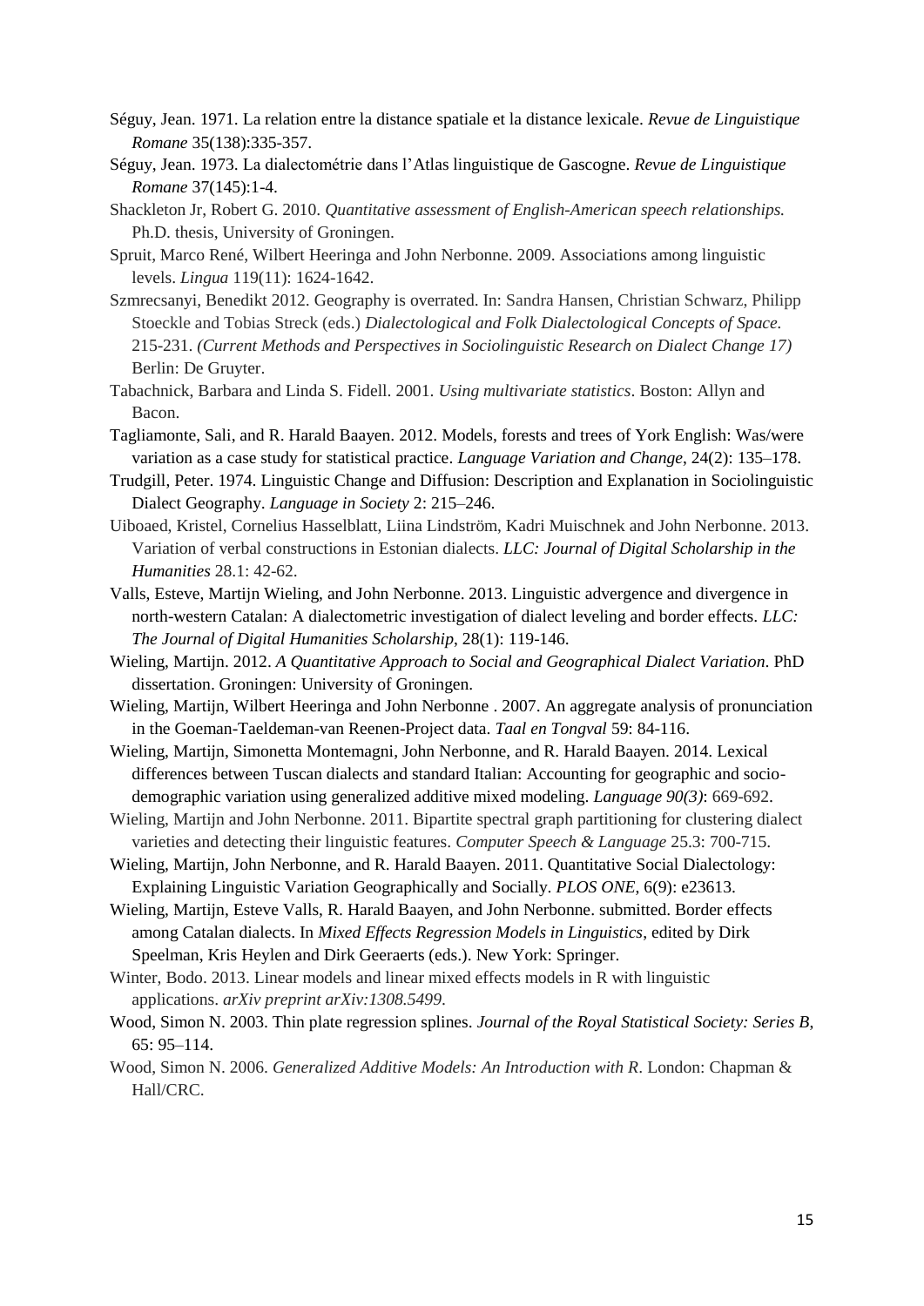Séguy, Jean. 1971. La relation entre la distance spatiale et la distance lexicale. *Revue de Linguistique Romane* 35(138):335-357.

Séguy, Jean. 1973. La dialectométrie dans l'Atlas linguistique de Gascogne. *Revue de Linguistique Romane* 37(145):1-4.

Shackleton Jr, Robert G. 2010. *Quantitative assessment of English-American speech relationships.* Ph.D. thesis, University of Groningen.

Spruit, Marco René, Wilbert Heeringa and John Nerbonne. 2009. Associations among linguistic levels. *Lingua* 119(11): 1624-1642.

Szmrecsanyi, Benedikt 2012. Geography is overrated. In: Sandra Hansen, Christian Schwarz, Philipp Stoeckle and Tobias Streck (eds.) *Dialectological and Folk Dialectological Concepts of Space.* 215-231. *(Current Methods and Perspectives in Sociolinguistic Research on Dialect Change 17)* Berlin: De Gruyter.

Tabachnick, Barbara and Linda S. Fidell. 2001. *Using multivariate statistics*. Boston: Allyn and Bacon.

Tagliamonte, Sali, and R. Harald Baayen. 2012. Models, forests and trees of York English: Was/were variation as a case study for statistical practice. *Language Variation and Change*, 24(2): 135–178.

Trudgill, Peter. 1974. Linguistic Change and Diffusion: Description and Explanation in Sociolinguistic Dialect Geography. *Language in Society* 2: 215–246.

Uiboaed, Kristel, Cornelius Hasselblatt, Liina Lindström, Kadri Muischnek and John Nerbonne. 2013. Variation of verbal constructions in Estonian dialects. *LLC: Journal of Digital Scholarship in the Humanities* 28.1: 42-62.

Valls, Esteve, Martijn Wieling, and John Nerbonne. 2013. Linguistic advergence and divergence in north-western Catalan: A dialectometric investigation of dialect leveling and border effects. *LLC: The Journal of Digital Humanities Scholarship*, 28(1): 119-146.

Wieling, Martijn. 2012. *A Quantitative Approach to Social and Geographical Dialect Variation*. PhD dissertation. Groningen: University of Groningen.

Wieling, Martijn, Wilbert Heeringa and John Nerbonne . 2007. An aggregate analysis of pronunciation in the Goeman-Taeldeman-van Reenen-Project data. *Taal en Tongval* 59: 84-116.

Wieling, Martijn, Simonetta Montemagni, John Nerbonne, and R. Harald Baayen. 2014. Lexical differences between Tuscan dialects and standard Italian: Accounting for geographic and socio-demographic variation using generalized additive mixed modeling. *Language 90(3)*: 669-692.

Wieling, Martijn and John Nerbonne. 2011. Bipartite spectral graph partitioning for clustering dialect varieties and detecting their linguistic features. *Computer Speech & Language* 25.3: 700-715.

Wieling, Martijn, John Nerbonne, and R. Harald Baayen. 2011. Quantitative Social Dialectology: Explaining Linguistic Variation Geographically and Socially. *PLOS ONE*, 6(9): e23613.

Wieling, Martijn, Esteve Valls, R. Harald Baayen, and John Nerbonne. submitted. Border effects among Catalan dialects. In *Mixed Effects Regression Models in Linguistics*, edited by Dirk Speelman, Kris Heylen and Dirk Geeraerts (eds.). New York: Springer.

Winter, Bodo. 2013. Linear models and linear mixed effects models in R with linguistic applications. *arXiv preprint arXiv:1308.5499*.

Wood, Simon N. 2003. Thin plate regression splines. *Journal of the Royal Statistical Society: Series B*, 65: 95–114.

Wood, Simon N. 2006. *Generalized Additive Models: An Introduction with R*. London: Chapman & Hall/CRC.